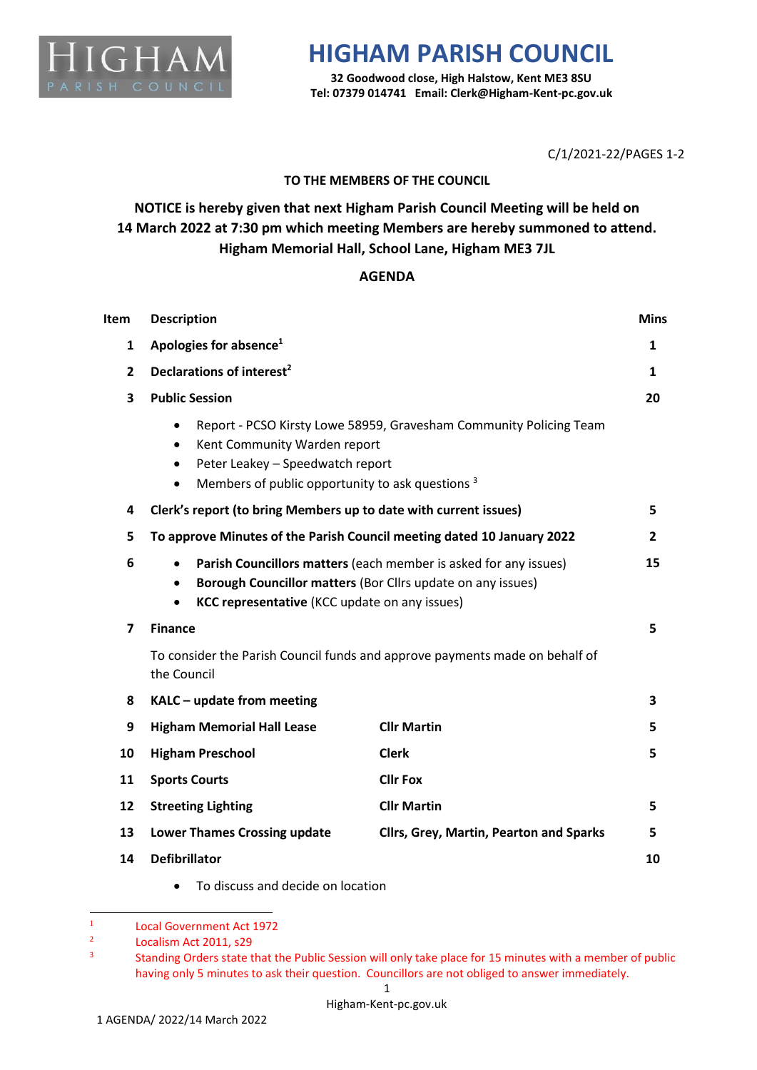# HIGHAM PARISH COUNCIL

**32 Goodwood close, High Halstow, Kent ME3 8SU**
**Tel: 07379 014741 Email: Clerk@Higham-Kent-pc.gov.uk**

C/1/2021-22/PAGES 1-2

**TO THE MEMBERS OF THE COUNCIL**

**NOTICE is hereby given that next Higham Parish Council Meeting will be held on 14 March 2022 at 7:30 pm which meeting Members are hereby summoned to attend. Higham Memorial Hall, School Lane, Higham ME3 7JL**

**AGENDA**

| Item | Description | | Mins |
|---|---|---|---|
| 1 | **Apologies for absence**[1] | | 1 |
| 2 | **Declarations of interest**[2] | | 1 |
| 3 | **Public Session**<br>• Report - PCSO Kirsty Lowe 58959, Gravesham Community Policing Team<br>• Kent Community Warden report<br>• Peter Leakey – Speedwatch report<br>• Members of public opportunity to ask questions [3] | | 20 |
| 4 | **Clerk's report (to bring Members up to date with current issues)** | | 5 |
| 5 | **To approve Minutes of the Parish Council meeting dated 10 January 2022** | | 2 |
| 6 | • **Parish Councillors matters** (each member is asked for any issues)<br>• **Borough Councillor matters** (Bor Cllrs update on any issues)<br>• **KCC representative** (KCC update on any issues) | | 15 |
| 7 | **Finance**<br>To consider the Parish Council funds and approve payments made on behalf of the Council | | 5 |
| 8 | **KALC – update from meeting** | | 3 |
| 9 | **Higham Memorial Hall Lease** | **Cllr Martin** | 5 |
| 10 | **Higham Preschool** | **Clerk** | 5 |
| 11 | **Sports Courts** | **Cllr Fox** | |
| 12 | **Streeting Lighting** | **Cllr Martin** | 5 |
| 13 | **Lower Thames Crossing update** | **Cllrs, Grey, Martin, Pearton and Sparks** | 5 |
| 14 | **Defibrillator**<br>• To discuss and decide on location | | 10 |

[1] Local Government Act 1972

[2] Localism Act 2011, s29

[3] Standing Orders state that the Public Session will only take place for 15 minutes with a member of public having only 5 minutes to ask their question. Councillors are not obliged to answer immediately.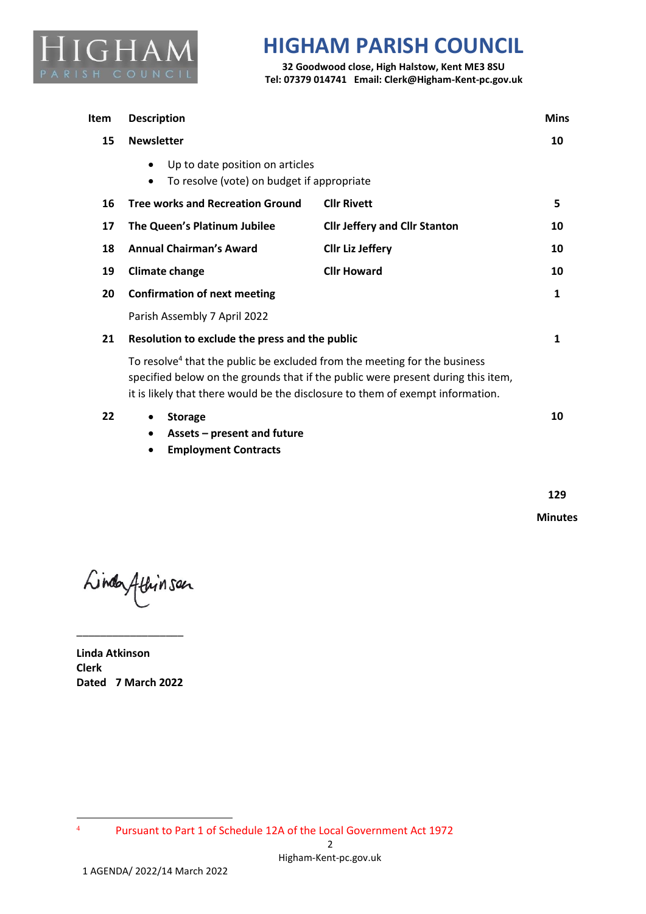| Item | Description | | Mins |
|---|---|---|---|
| **15** | **Newsletter**<br>• Up to date position on articles<br>• To resolve (vote) on budget if appropriate | | **10** |
| **16** | **Tree works and Recreation Ground** | **Cllr Rivett** | **5** |
| **17** | **The Queen's Platinum Jubilee** | **Cllr Jeffery and Cllr Stanton** | **10** |
| **18** | **Annual Chairman's Award** | **Cllr Liz Jeffery** | **10** |
| **19** | **Climate change** | **Cllr Howard** | **10** |
| **20** | **Confirmation of next meeting**<br>Parish Assembly 7 April 2022 | | **1** |
| **21** | **Resolution to exclude the press and the public**<br>To resolve[4] that the public be excluded from the meeting for the business specified below on the grounds that if the public were present during this item, it is likely that there would be the disclosure to them of exempt information. | | **1** |
| **22** | • **Storage**<br>• **Assets – present and future**<br>• **Employment Contracts** | | **10** |
| | | | **129 Minutes** |

Linda Atkinson

___________________

**Linda Atkinson**
**Clerk**
**Dated 7 March 2022**

---

[4] Pursuant to Part 1 of Schedule 12A of the Local Government Act 1972

1 AGENDA/ 2022/14 March 2022